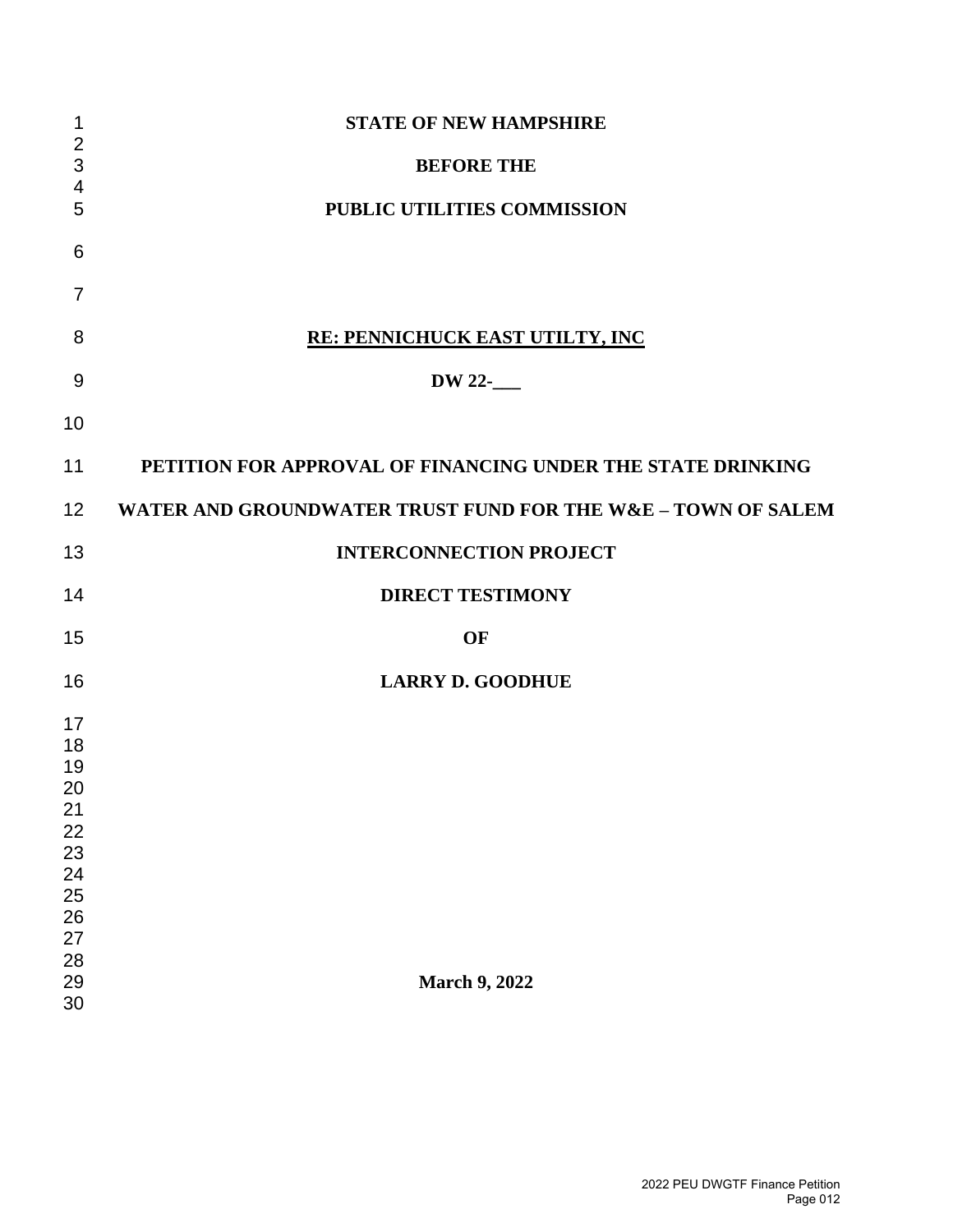**STATE OF NEW HAMPSHIRE**

**BEFORE THE**

**PUBLIC UTILITIES COMMISSION**

**RE: PENNICHUCK EAST UTILTY, INC**

**DW 22-___**

**PETITION FOR APPROVAL OF FINANCING UNDER THE STATE DRINKING WATER AND GROUNDWATER TRUST FUND FOR THE W&E – TOWN OF SALEM INTERCONNECTION PROJECT**

**DIRECT TESTIMONY**

**OF**

**LARRY D. GOODHUE**

**March 9, 2022**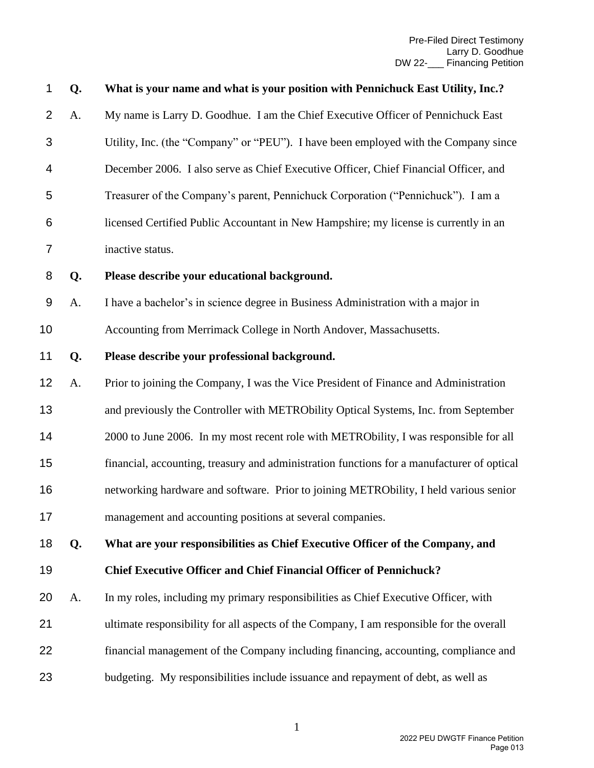**Q. What is your name and what is your position with Pennichuck East Utility, Inc.?**

A. My name is Larry D. Goodhue. I am the Chief Executive Officer of Pennichuck East Utility, Inc. (the "Company" or "PEU"). I have been employed with the Company since December 2006. I also serve as Chief Executive Officer, Chief Financial Officer, and Treasurer of the Company's parent, Pennichuck Corporation ("Pennichuck"). I am a licensed Certified Public Accountant in New Hampshire; my license is currently in an inactive status.

**Q. Please describe your educational background.**

A. I have a bachelor's in science degree in Business Administration with a major in Accounting from Merrimack College in North Andover, Massachusetts.

**Q. Please describe your professional background.**

A. Prior to joining the Company, I was the Vice President of Finance and Administration and previously the Controller with METRObility Optical Systems, Inc. from September 2000 to June 2006. In my most recent role with METRObility, I was responsible for all financial, accounting, treasury and administration functions for a manufacturer of optical networking hardware and software. Prior to joining METRObility, I held various senior management and accounting positions at several companies.

**Q. What are your responsibilities as Chief Executive Officer of the Company, and Chief Executive Officer and Chief Financial Officer of Pennichuck?**

A. In my roles, including my primary responsibilities as Chief Executive Officer, with ultimate responsibility for all aspects of the Company, I am responsible for the overall financial management of the Company including financing, accounting, compliance and budgeting. My responsibilities include issuance and repayment of debt, as well as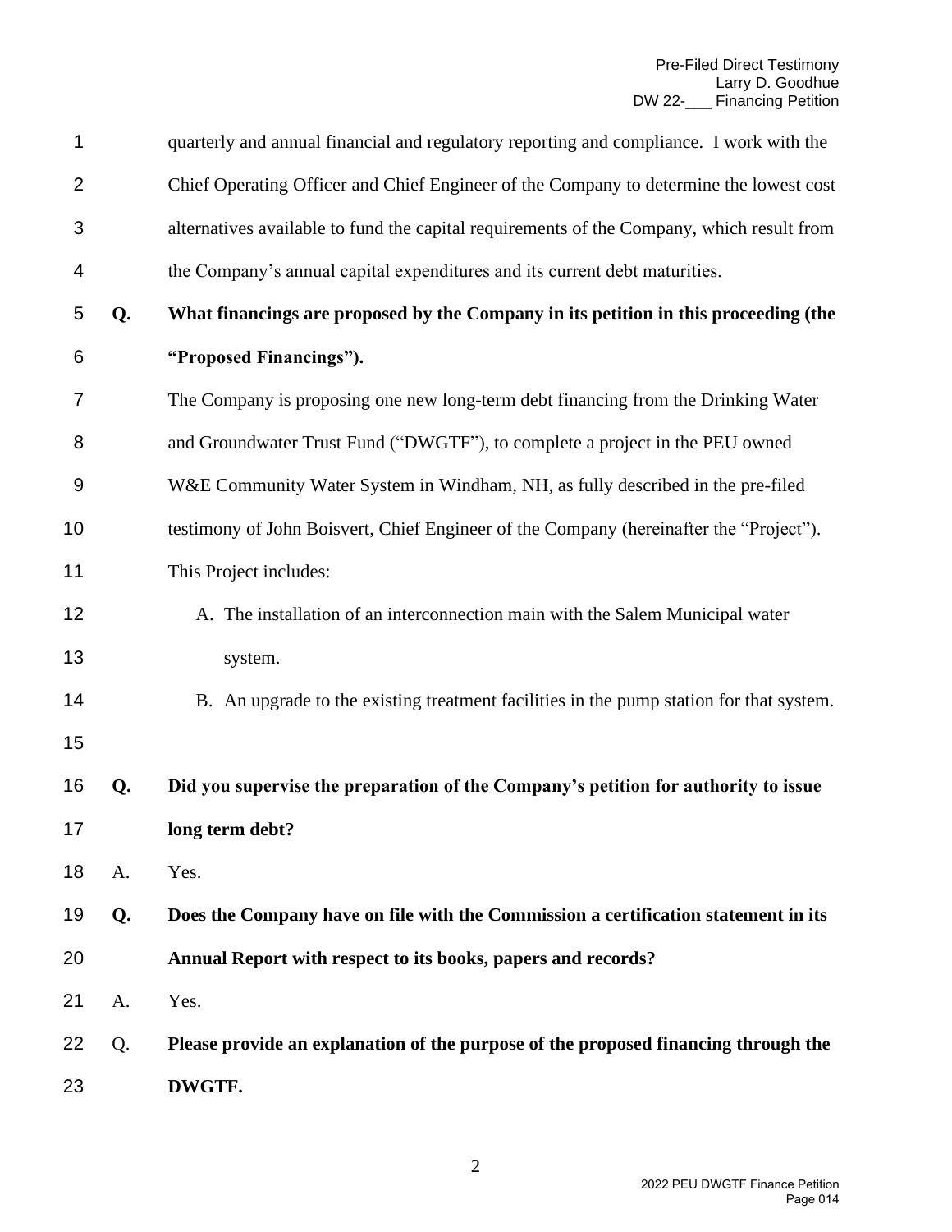quarterly and annual financial and regulatory reporting and compliance. I work with the Chief Operating Officer and Chief Engineer of the Company to determine the lowest cost alternatives available to fund the capital requirements of the Company, which result from the Company's annual capital expenditures and its current debt maturities.

**Q. What financings are proposed by the Company in its petition in this proceeding (the "Proposed Financings").**

The Company is proposing one new long-term debt financing from the Drinking Water and Groundwater Trust Fund ("DWGTF"), to complete a project in the PEU owned W&E Community Water System in Windham, NH, as fully described in the pre-filed testimony of John Boisvert, Chief Engineer of the Company (hereinafter the "Project"). This Project includes:

A. The installation of an interconnection main with the Salem Municipal water system.

B. An upgrade to the existing treatment facilities in the pump station for that system.

**Q. Did you supervise the preparation of the Company's petition for authority to issue long term debt?**

A. Yes.

**Q. Does the Company have on file with the Commission a certification statement in its Annual Report with respect to its books, papers and records?**

A. Yes.

Q. **Please provide an explanation of the purpose of the proposed financing through the DWGTF.**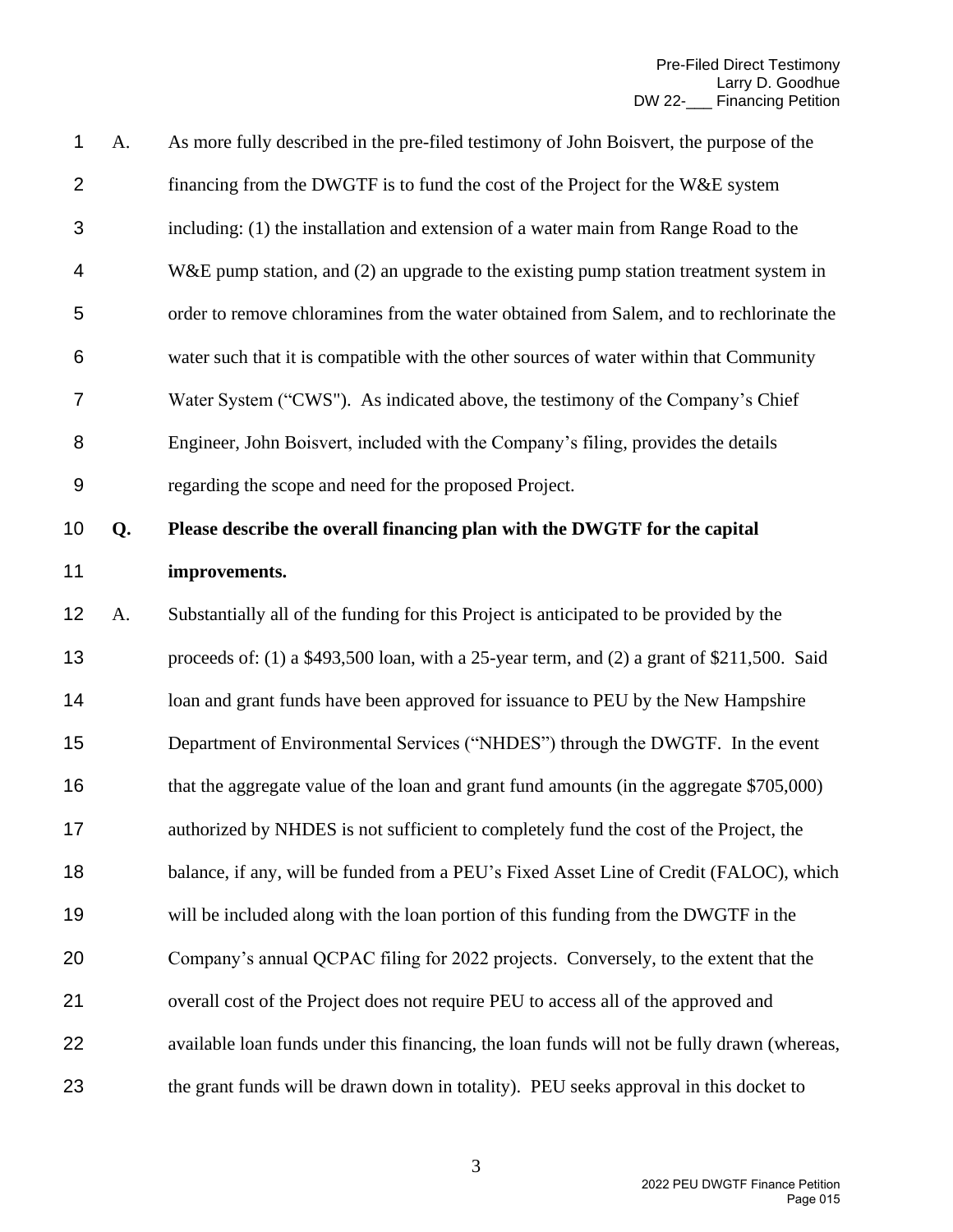A. As more fully described in the pre-filed testimony of John Boisvert, the purpose of the financing from the DWGTF is to fund the cost of the Project for the W&E system including: (1) the installation and extension of a water main from Range Road to the W&E pump station, and (2) an upgrade to the existing pump station treatment system in order to remove chloramines from the water obtained from Salem, and to rechlorinate the water such that it is compatible with the other sources of water within that Community Water System ("CWS"). As indicated above, the testimony of the Company's Chief Engineer, John Boisvert, included with the Company's filing, provides the details regarding the scope and need for the proposed Project.

**Q. Please describe the overall financing plan with the DWGTF for the capital improvements.**

A. Substantially all of the funding for this Project is anticipated to be provided by the proceeds of: (1) a $493,500 loan, with a 25-year term, and (2) a grant of $211,500. Said loan and grant funds have been approved for issuance to PEU by the New Hampshire Department of Environmental Services ("NHDES") through the DWGTF. In the event that the aggregate value of the loan and grant fund amounts (in the aggregate $705,000) authorized by NHDES is not sufficient to completely fund the cost of the Project, the balance, if any, will be funded from a PEU's Fixed Asset Line of Credit (FALOC), which will be included along with the loan portion of this funding from the DWGTF in the Company's annual QCPAC filing for 2022 projects. Conversely, to the extent that the overall cost of the Project does not require PEU to access all of the approved and available loan funds under this financing, the loan funds will not be fully drawn (whereas, the grant funds will be drawn down in totality). PEU seeks approval in this docket to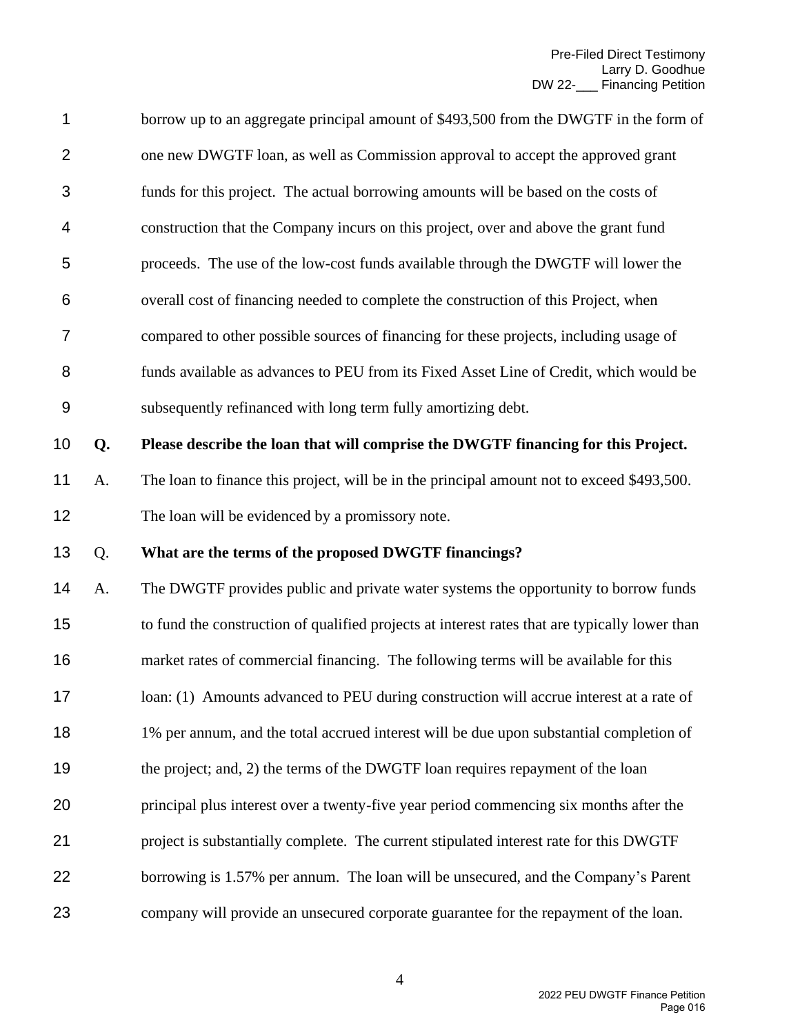borrow up to an aggregate principal amount of $493,500 from the DWGTF in the form of one new DWGTF loan, as well as Commission approval to accept the approved grant funds for this project. The actual borrowing amounts will be based on the costs of construction that the Company incurs on this project, over and above the grant fund proceeds. The use of the low-cost funds available through the DWGTF will lower the overall cost of financing needed to complete the construction of this Project, when compared to other possible sources of financing for these projects, including usage of funds available as advances to PEU from its Fixed Asset Line of Credit, which would be subsequently refinanced with long term fully amortizing debt.

**Q. Please describe the loan that will comprise the DWGTF financing for this Project.**

A. The loan to finance this project, will be in the principal amount not to exceed $493,500. The loan will be evidenced by a promissory note.

Q. **What are the terms of the proposed DWGTF financings?**

A. The DWGTF provides public and private water systems the opportunity to borrow funds to fund the construction of qualified projects at interest rates that are typically lower than market rates of commercial financing. The following terms will be available for this loan: (1) Amounts advanced to PEU during construction will accrue interest at a rate of 1% per annum, and the total accrued interest will be due upon substantial completion of the project; and, 2) the terms of the DWGTF loan requires repayment of the loan principal plus interest over a twenty-five year period commencing six months after the project is substantially complete. The current stipulated interest rate for this DWGTF borrowing is 1.57% per annum. The loan will be unsecured, and the Company's Parent company will provide an unsecured corporate guarantee for the repayment of the loan.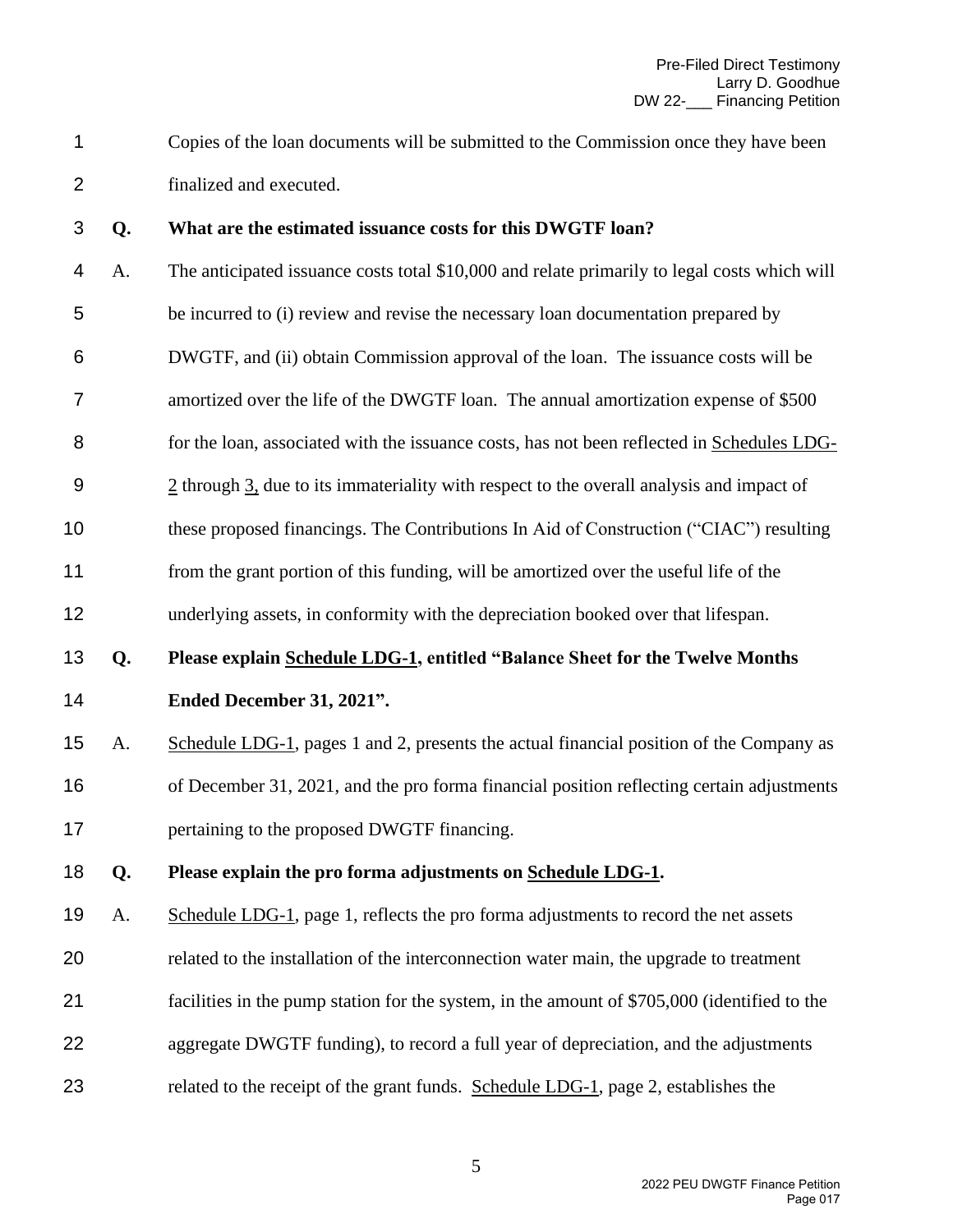Copies of the loan documents will be submitted to the Commission once they have been finalized and executed.

**Q. What are the estimated issuance costs for this DWGTF loan?**

A. The anticipated issuance costs total $10,000 and relate primarily to legal costs which will be incurred to (i) review and revise the necessary loan documentation prepared by DWGTF, and (ii) obtain Commission approval of the loan. The issuance costs will be amortized over the life of the DWGTF loan. The annual amortization expense of $500 for the loan, associated with the issuance costs, has not been reflected in Schedules LDG-2 through 3, due to its immateriality with respect to the overall analysis and impact of these proposed financings. The Contributions In Aid of Construction ("CIAC") resulting from the grant portion of this funding, will be amortized over the useful life of the underlying assets, in conformity with the depreciation booked over that lifespan.

**Q. Please explain Schedule LDG-1, entitled "Balance Sheet for the Twelve Months Ended December 31, 2021".**

A. Schedule LDG-1, pages 1 and 2, presents the actual financial position of the Company as of December 31, 2021, and the pro forma financial position reflecting certain adjustments pertaining to the proposed DWGTF financing.

**Q. Please explain the pro forma adjustments on Schedule LDG-1.**

A. Schedule LDG-1, page 1, reflects the pro forma adjustments to record the net assets related to the installation of the interconnection water main, the upgrade to treatment facilities in the pump station for the system, in the amount of $705,000 (identified to the aggregate DWGTF funding), to record a full year of depreciation, and the adjustments related to the receipt of the grant funds. Schedule LDG-1, page 2, establishes the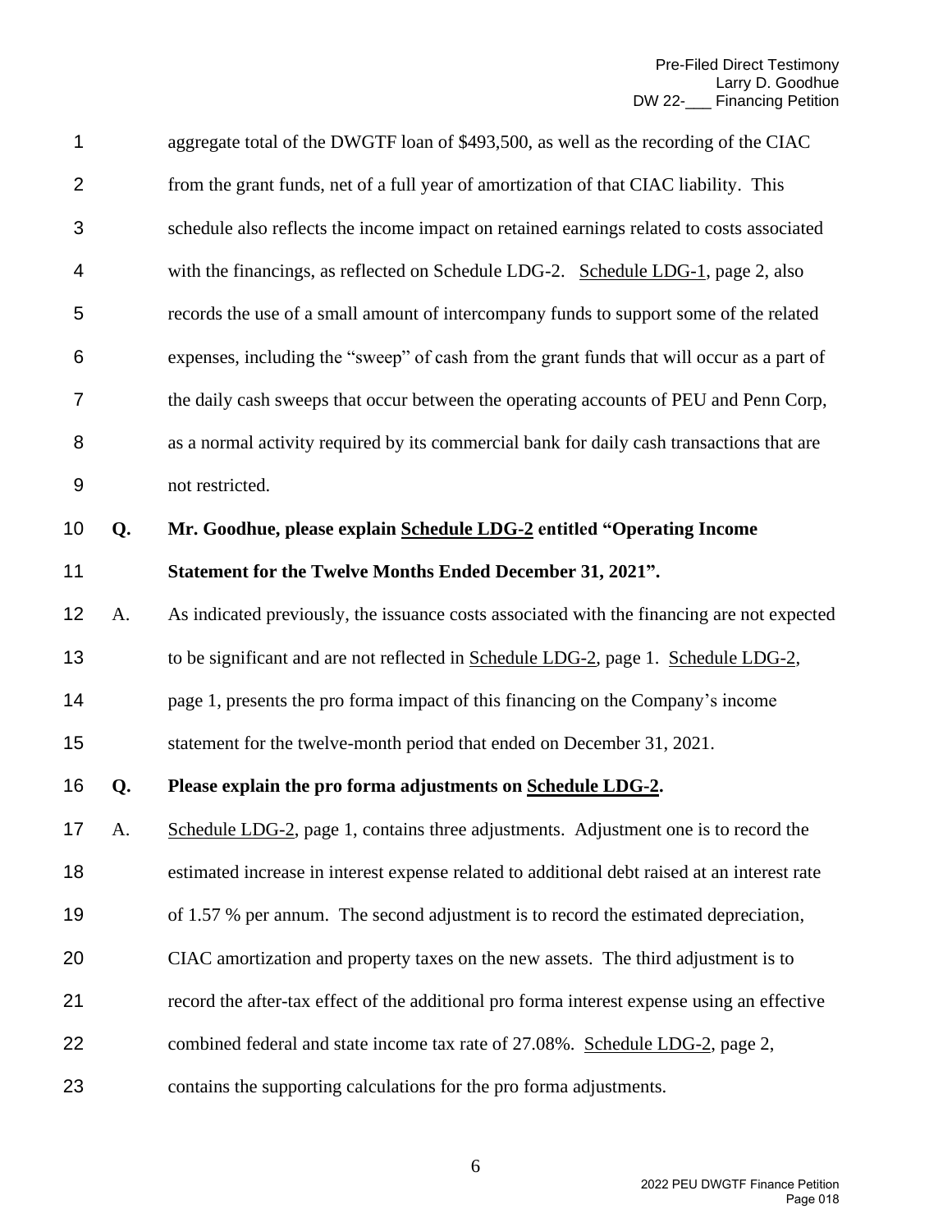aggregate total of the DWGTF loan of $493,500, as well as the recording of the CIAC from the grant funds, net of a full year of amortization of that CIAC liability. This schedule also reflects the income impact on retained earnings related to costs associated with the financings, as reflected on Schedule LDG-2. Schedule LDG-1, page 2, also records the use of a small amount of intercompany funds to support some of the related expenses, including the "sweep" of cash from the grant funds that will occur as a part of the daily cash sweeps that occur between the operating accounts of PEU and Penn Corp, as a normal activity required by its commercial bank for daily cash transactions that are not restricted.

**Q. Mr. Goodhue, please explain Schedule LDG-2 entitled "Operating Income Statement for the Twelve Months Ended December 31, 2021".**

A. As indicated previously, the issuance costs associated with the financing are not expected to be significant and are not reflected in Schedule LDG-2, page 1. Schedule LDG-2, page 1, presents the pro forma impact of this financing on the Company's income statement for the twelve-month period that ended on December 31, 2021.

**Q. Please explain the pro forma adjustments on Schedule LDG-2.**

A. Schedule LDG-2, page 1, contains three adjustments. Adjustment one is to record the estimated increase in interest expense related to additional debt raised at an interest rate of 1.57 % per annum. The second adjustment is to record the estimated depreciation, CIAC amortization and property taxes on the new assets. The third adjustment is to record the after-tax effect of the additional pro forma interest expense using an effective combined federal and state income tax rate of 27.08%. Schedule LDG-2, page 2, contains the supporting calculations for the pro forma adjustments.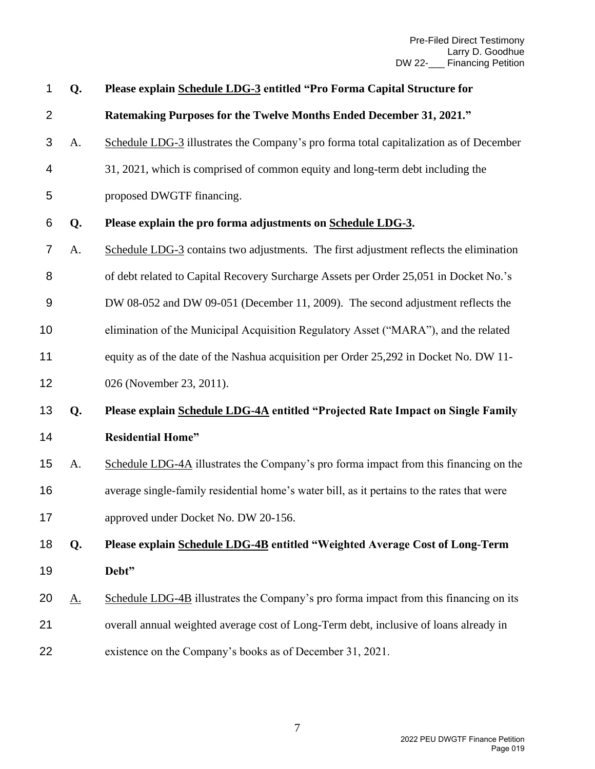**Q. Please explain Schedule LDG-3 entitled "Pro Forma Capital Structure for Ratemaking Purposes for the Twelve Months Ended December 31, 2021."**

A. Schedule LDG-3 illustrates the Company's pro forma total capitalization as of December 31, 2021, which is comprised of common equity and long-term debt including the proposed DWGTF financing.

**Q. Please explain the pro forma adjustments on Schedule LDG-3.**

A. Schedule LDG-3 contains two adjustments. The first adjustment reflects the elimination of debt related to Capital Recovery Surcharge Assets per Order 25,051 in Docket No.'s DW 08-052 and DW 09-051 (December 11, 2009). The second adjustment reflects the elimination of the Municipal Acquisition Regulatory Asset ("MARA"), and the related equity as of the date of the Nashua acquisition per Order 25,292 in Docket No. DW 11-026 (November 23, 2011).

**Q. Please explain Schedule LDG-4A entitled "Projected Rate Impact on Single Family Residential Home"**

A. Schedule LDG-4A illustrates the Company's pro forma impact from this financing on the average single-family residential home's water bill, as it pertains to the rates that were approved under Docket No. DW 20-156.

**Q. Please explain Schedule LDG-4B entitled "Weighted Average Cost of Long-Term Debt"**

A. Schedule LDG-4B illustrates the Company's pro forma impact from this financing on its overall annual weighted average cost of Long-Term debt, inclusive of loans already in existence on the Company's books as of December 31, 2021.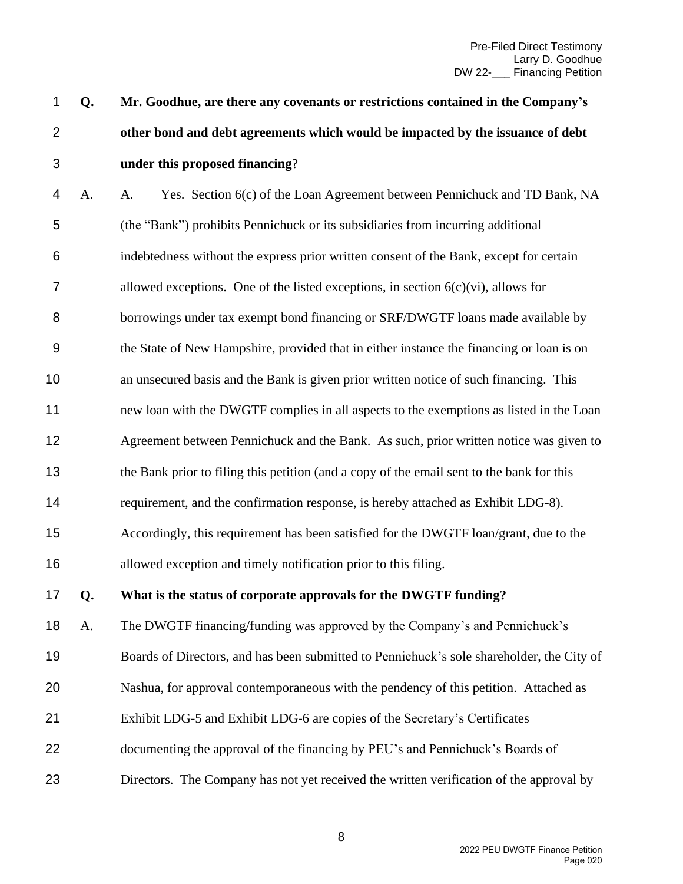**Q. Mr. Goodhue, are there any covenants or restrictions contained in the Company's other bond and debt agreements which would be impacted by the issuance of debt under this proposed financing?**

A. A. Yes. Section 6(c) of the Loan Agreement between Pennichuck and TD Bank, NA (the "Bank") prohibits Pennichuck or its subsidiaries from incurring additional indebtedness without the express prior written consent of the Bank, except for certain allowed exceptions. One of the listed exceptions, in section 6(c)(vi), allows for borrowings under tax exempt bond financing or SRF/DWGTF loans made available by the State of New Hampshire, provided that in either instance the financing or loan is on an unsecured basis and the Bank is given prior written notice of such financing. This new loan with the DWGTF complies in all aspects to the exemptions as listed in the Loan Agreement between Pennichuck and the Bank. As such, prior written notice was given to the Bank prior to filing this petition (and a copy of the email sent to the bank for this requirement, and the confirmation response, is hereby attached as Exhibit LDG-8). Accordingly, this requirement has been satisfied for the DWGTF loan/grant, due to the allowed exception and timely notification prior to this filing.

**Q. What is the status of corporate approvals for the DWGTF funding?**

A. The DWGTF financing/funding was approved by the Company's and Pennichuck's Boards of Directors, and has been submitted to Pennichuck's sole shareholder, the City of Nashua, for approval contemporaneous with the pendency of this petition. Attached as Exhibit LDG-5 and Exhibit LDG-6 are copies of the Secretary's Certificates documenting the approval of the financing by PEU's and Pennichuck's Boards of Directors. The Company has not yet received the written verification of the approval by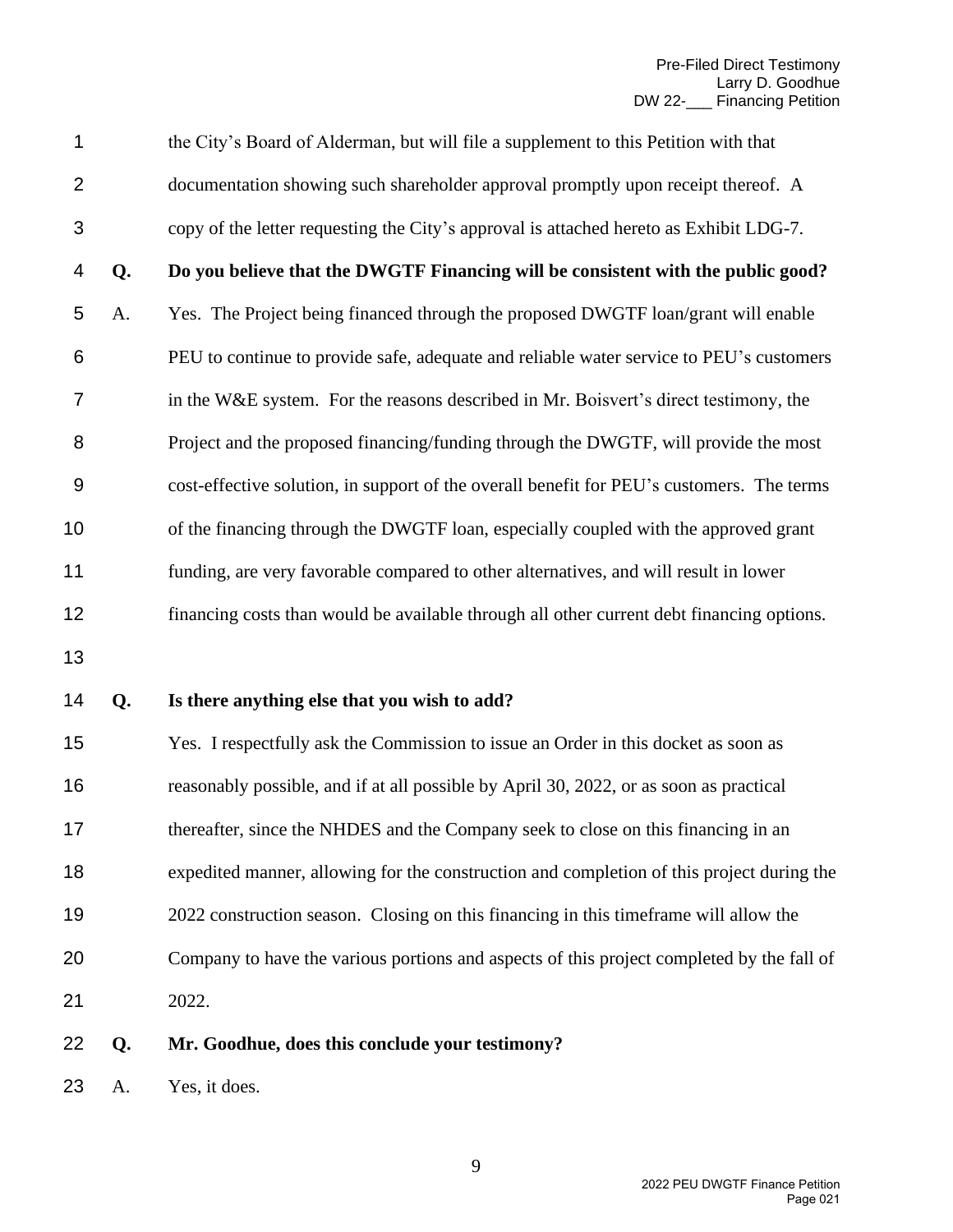the City's Board of Alderman, but will file a supplement to this Petition with that documentation showing such shareholder approval promptly upon receipt thereof. A copy of the letter requesting the City's approval is attached hereto as Exhibit LDG-7.

**Q. Do you believe that the DWGTF Financing will be consistent with the public good?**

A. Yes. The Project being financed through the proposed DWGTF loan/grant will enable PEU to continue to provide safe, adequate and reliable water service to PEU's customers in the W&E system. For the reasons described in Mr. Boisvert's direct testimony, the Project and the proposed financing/funding through the DWGTF, will provide the most cost-effective solution, in support of the overall benefit for PEU's customers. The terms of the financing through the DWGTF loan, especially coupled with the approved grant funding, are very favorable compared to other alternatives, and will result in lower financing costs than would be available through all other current debt financing options.

**Q. Is there anything else that you wish to add?**

Yes. I respectfully ask the Commission to issue an Order in this docket as soon as reasonably possible, and if at all possible by April 30, 2022, or as soon as practical thereafter, since the NHDES and the Company seek to close on this financing in an expedited manner, allowing for the construction and completion of this project during the 2022 construction season. Closing on this financing in this timeframe will allow the Company to have the various portions and aspects of this project completed by the fall of 2022.

**Q. Mr. Goodhue, does this conclude your testimony?**

A. Yes, it does.